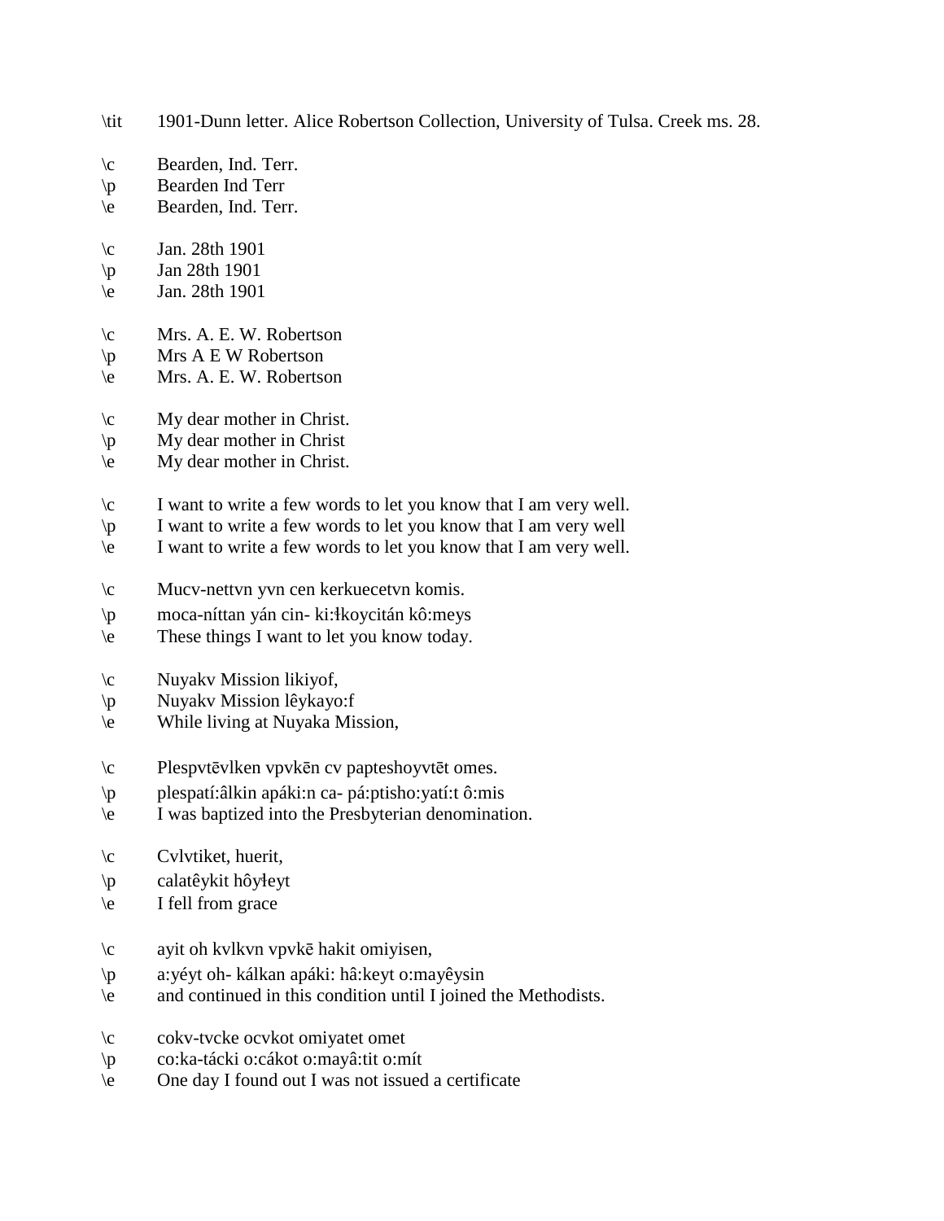\tit 1901-Dunn letter. Alice Robertson Collection, University of Tulsa. Creek ms. 28.

\c Bearden, Ind. Terr.
\p Bearden Ind Terr
\e Bearden, Ind. Terr.

\c Jan. 28th 1901
\p Jan 28th 1901
\e Jan. 28th 1901

\c Mrs. A. E. W. Robertson
\p Mrs A E W Robertson
\e Mrs. A. E. W. Robertson

\c My dear mother in Christ.
\p My dear mother in Christ
\e My dear mother in Christ.

\c I want to write a few words to let you know that I am very well.
\p I want to write a few words to let you know that I am very well
\e I want to write a few words to let you know that I am very well.

\c Mucv-nettvn yvn cen kerkuecetvn komis.
\p moca-níttan yán cin- ki:łkoycitán kô:meys
\e These things I want to let you know today.

\c Nuyakv Mission likiyof,
\p Nuyakv Mission lêykayo:f
\e While living at Nuyaka Mission,

\c Plespvtēvlken vpvkēn cv papteshoyvtēt omes.
\p plespatí:âlkin apáki:n ca- pá:ptisho:yatí:t ô:mis
\e I was baptized into the Presbyterian denomination.

\c Cvlvtiket, huerit,
\p calatêykit hôyłeyt
\e I fell from grace

\c ayit oh kvlkvn vpvkē hakit omiyisen,
\p a:yéyt oh- kálkan apáki: hâ:keyt o:mayêysin
\e and continued in this condition until I joined the Methodists.

\c cokv-tvcke ocvkot omiyatet omet
\p co:ka-tácki o:cákot o:mayâ:tit o:mít
\e One day I found out I was not issued a certificate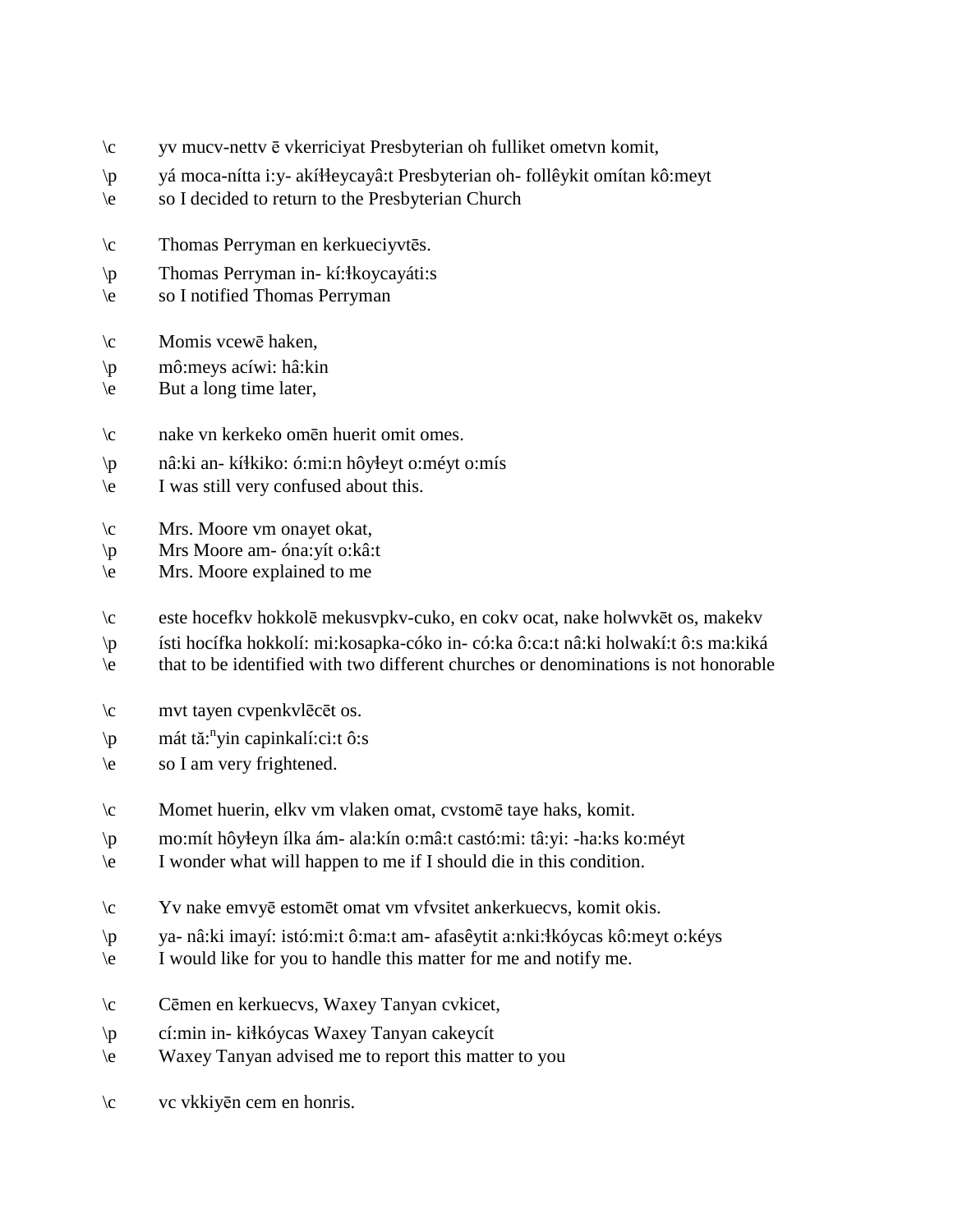\c yv mucv-nettv ē vkerriciyat Presbyterian oh fulliket ometvn komit,
\p yá moca-nítta i:y- akíɬɬeycayâ:t Presbyterian oh- follêykit omítan kô:meyt
\e so I decided to return to the Presbyterian Church

\c Thomas Perryman en kerkueciyvtēs.
\p Thomas Perryman in- kí:ɬkoycayáti:s
\e so I notified Thomas Perryman

\c Momis vcewē haken,
\p mô:meys acíwi: hâ:kin
\e But a long time later,

\c nake vn kerkeko omēn huerit omit omes.
\p nâ:ki an- kíɬkiko: ó:mi:n hôyɬeyt o:méyt o:mís
\e I was still very confused about this.

\c Mrs. Moore vm onayet okat,
\p Mrs Moore am- óna:yít o:kâ:t
\e Mrs. Moore explained to me

\c este hocefkv hokkolē mekusvpkv-cuko, en cokv ocat, nake holwvkēt os, makekv
\p ísti hocífka hokkolí: mi:kosapka-cóko in- có:ka ô:ca:t nâ:ki holwakí:t ô:s ma:kiká
\e that to be identified with two different churches or denominations is not honorable

\c mvt tayen cvpenkvlēcēt os.
\p mát tă:$^{n}$yin capinkalí:ci:t ô:s
\e so I am very frightened.

\c Momet huerin, elkv vm vlaken omat, cvstomē taye haks, komit.
\p mo:mít hôyɬeyn ílka ám- ala:kín o:mâ:t castó:mi: tâ:yi: -ha:ks ko:méyt
\e I wonder what will happen to me if I should die in this condition.

\c Yv nake emvyē estomēt omat vm vfvsitet ankerkuecvs, komit okis.
\p ya- nâ:ki imayí: istó:mi:t ô:ma:t am- afasêytit a:nki:ɬkóycas kô:meyt o:kéys
\e I would like for you to handle this matter for me and notify me.

\c Cēmen en kerkuecvs, Waxey Tanyan cvkicet,
\p cí:min in- kiɬkóycas Waxey Tanyan cakeycít
\e Waxey Tanyan advised me to report this matter to you

\c vc vkkiyēn cem en honris.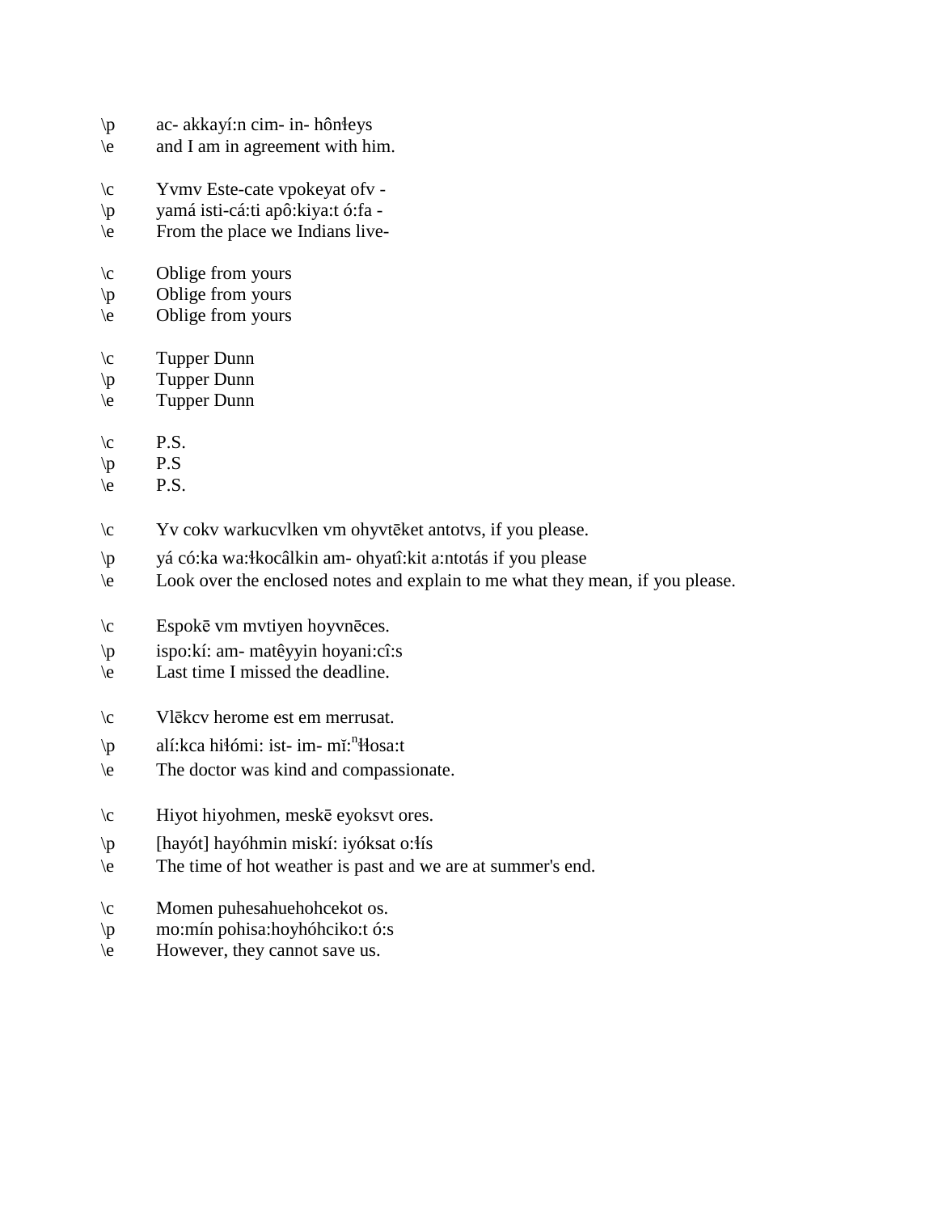\p	ac- akkayí:n cim- in- hônɬeys
\e	and I am in agreement with him.

\c	Yvmv Este-cate vpokeyat ofv -
\p	yamá isti-cá:ti apô:kiya:t ó:fa -
\e	From the place we Indians live-

\c	Oblige from yours
\p	Oblige from yours
\e	Oblige from yours

\c	Tupper Dunn
\p	Tupper Dunn
\e	Tupper Dunn

\c	P.S.
\p	P.S
\e	P.S.

\c	Yv cokv warkucvlken vm ohyvtēket antotvs, if you please.
\p	yá có:ka wa:ɬkocâlkin am- ohyatî:kit a:ntotás if you please
\e	Look over the enclosed notes and explain to me what they mean, if you please.

\c	Espokē vm mvtiyen hoyvnēces.
\p	ispo:kí: am- matêyyin hoyani:cî:s
\e	Last time I missed the deadline.

\c	Vlēkcv herome est em merrusat.
\p	alí:kca hiɬómi: ist- im- mĭ:$^{n}$ɬɬosa:t
\e	The doctor was kind and compassionate.

\c	Hiyot hiyohmen, meskē eyoksvt ores.
\p	[hayót] hayóhmin miskí: iyóksat o:ɬís
\e	The time of hot weather is past and we are at summer's end.

\c	Momen puhesahuehohcekot os.
\p	mo:mín pohisa:hoyhóhciko:t ó:s
\e	However, they cannot save us.